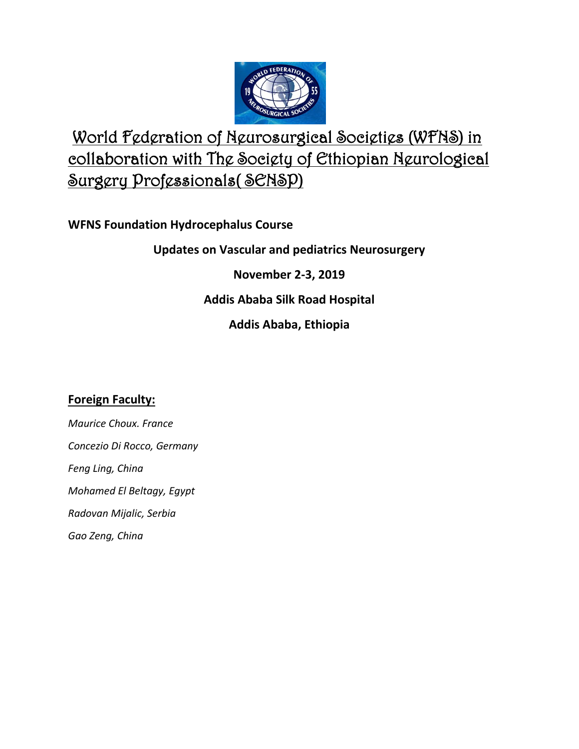# World Federation of Neurosurgical Societies (WFNS) in collaboration with The Society of Ethiopian Neurological Surgery Professionals( SENSP)

**WFNS Foundation Hydrocephalus Course**

**Updates on Vascular and pediatrics Neurosurgery**

**November 2-3, 2019**

**Addis Ababa Silk Road Hospital**

**Addis Ababa, Ethiopia**

## Foreign Faculty:

*Maurice Choux. France*

*Concezio Di Rocco, Germany*

*Feng Ling, China*

*Mohamed El Beltagy, Egypt*

*Radovan Mijalic, Serbia*

*Gao Zeng, China*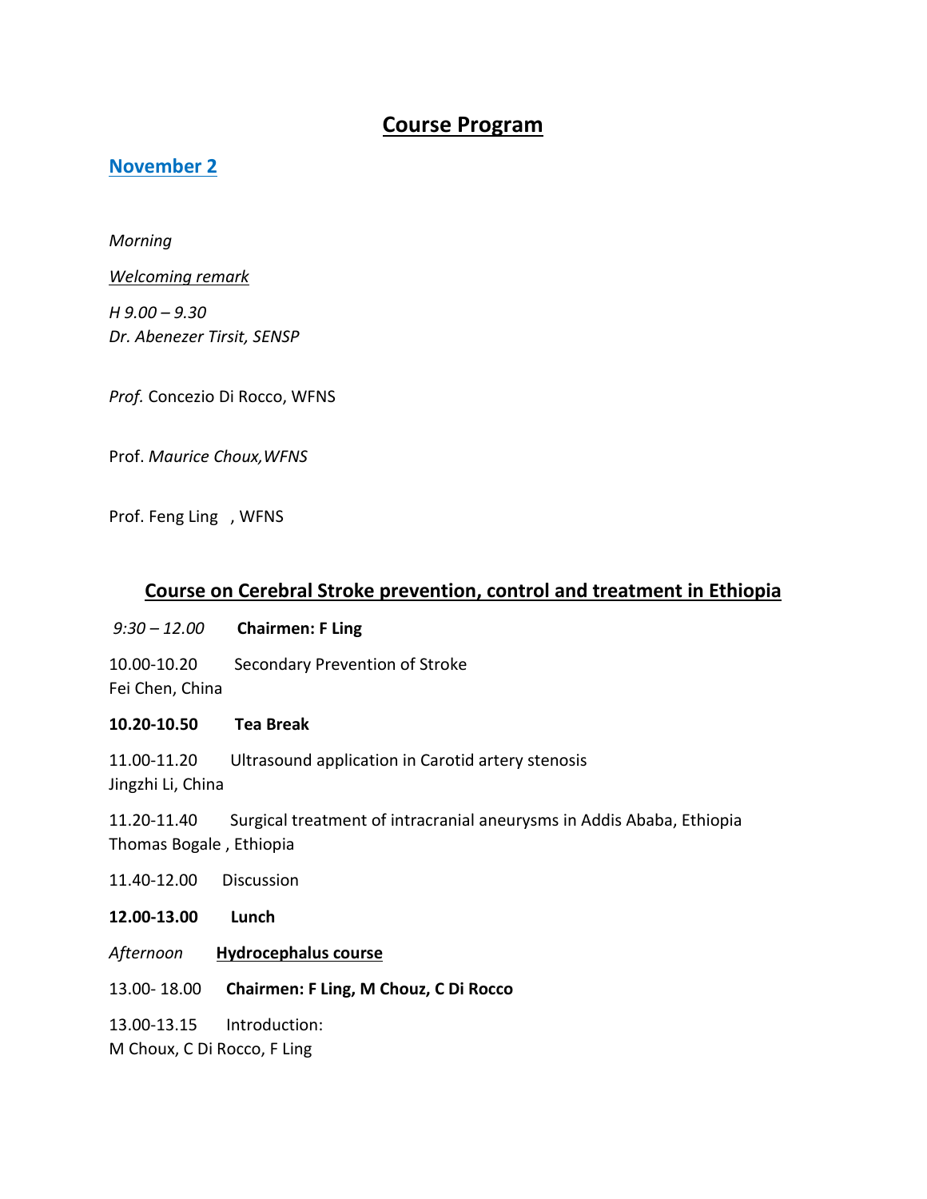# Course Program

## November 2

*Morning*

*Welcoming remark*

*H 9.00 – 9.30*
*Dr. Abenezer Tirsit, SENSP*

*Prof.* Concezio Di Rocco, WFNS

Prof. *Maurice Choux,WFNS*

Prof. Feng Ling , WFNS

## Course on Cerebral Stroke prevention, control and treatment in Ethiopia

*9:30 – 12.00* **Chairmen: F Ling**

10.00-10.20 Secondary Prevention of Stroke
Fei Chen, China

**10.20-10.50 Tea Break**

11.00-11.20 Ultrasound application in Carotid artery stenosis
Jingzhi Li, China

11.20-11.40 Surgical treatment of intracranial aneurysms in Addis Ababa, Ethiopia
Thomas Bogale , Ethiopia

11.40-12.00 Discussion

**12.00-13.00 Lunch**

*Afternoon* **Hydrocephalus course**

13.00- 18.00 **Chairmen: F Ling, M Chouz, C Di Rocco**

13.00-13.15 Introduction:
M Choux, C Di Rocco, F Ling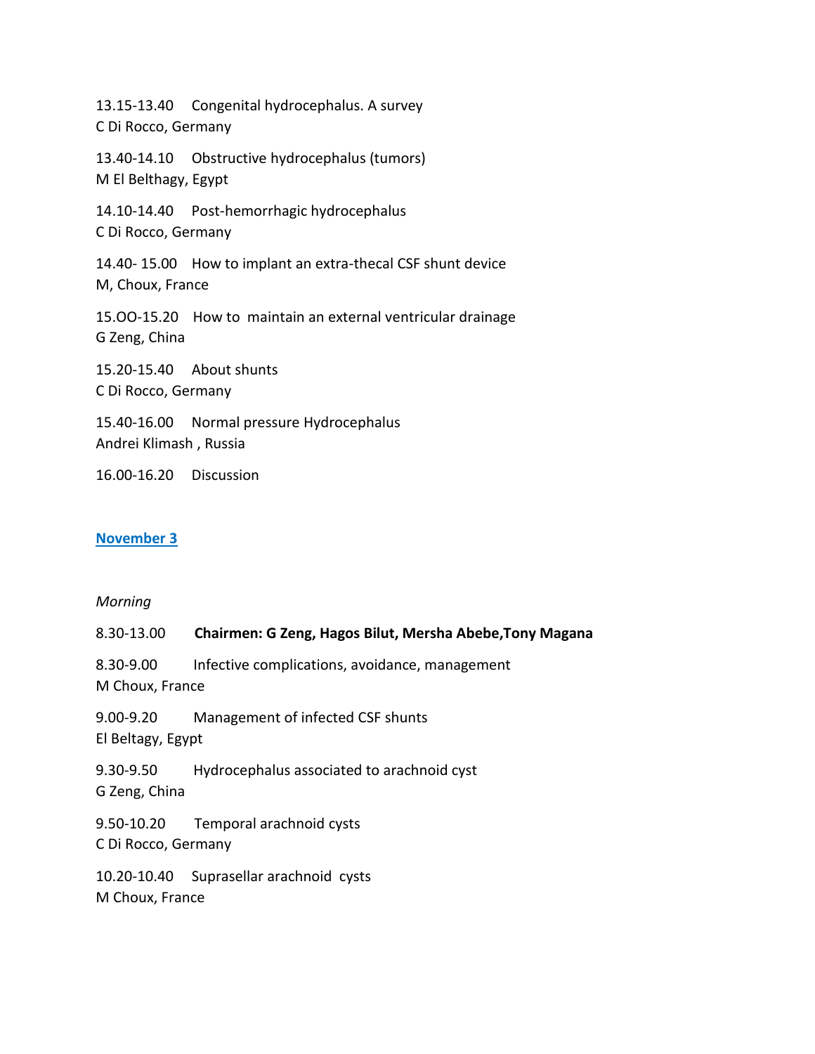13.15-13.40 Congenital hydrocephalus. A survey
C Di Rocco, Germany

13.40-14.10 Obstructive hydrocephalus (tumors)
M El Belthagy, Egypt

14.10-14.40 Post-hemorrhagic hydrocephalus
C Di Rocco, Germany

14.40- 15.00 How to implant an extra-thecal CSF shunt device
M, Choux, France

15.OO-15.20 How to maintain an external ventricular drainage
G Zeng, China

15.20-15.40 About shunts
C Di Rocco, Germany

15.40-16.00 Normal pressure Hydrocephalus
Andrei Klimash , Russia

16.00-16.20 Discussion

## November 3

*Morning*

8.30-13.00 **Chairmen: G Zeng, Hagos Bilut, Mersha Abebe,Tony Magana**

8.30-9.00 Infective complications, avoidance, management
M Choux, France

9.00-9.20 Management of infected CSF shunts
El Beltagy, Egypt

9.30-9.50 Hydrocephalus associated to arachnoid cyst
G Zeng, China

9.50-10.20 Temporal arachnoid cysts
C Di Rocco, Germany

10.20-10.40 Suprasellar arachnoid cysts
M Choux, France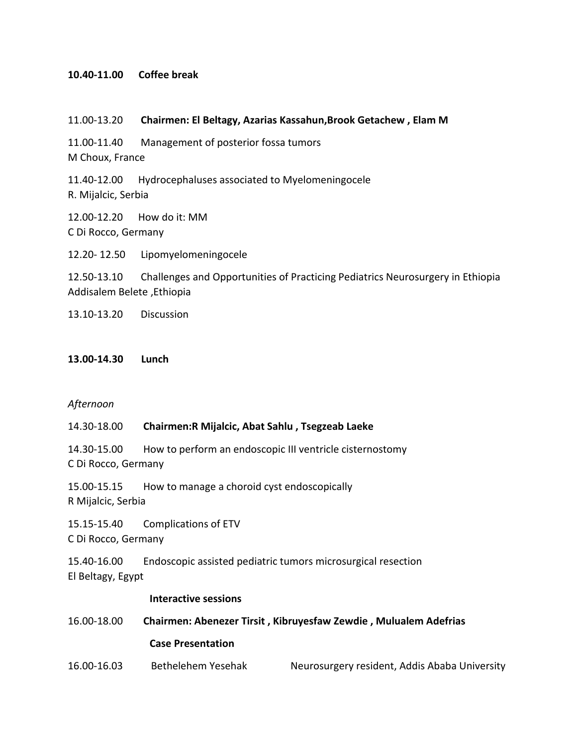**10.40-11.00 Coffee break**

11.00-13.20 **Chairmen: El Beltagy, Azarias Kassahun,Brook Getachew , Elam M**

11.00-11.40 Management of posterior fossa tumors
M Choux, France

11.40-12.00 Hydrocephaluses associated to Myelomeningocele
R. Mijalcic, Serbia

12.00-12.20 How do it: MM
C Di Rocco, Germany

12.20- 12.50 Lipomyelomeningocele

12.50-13.10 Challenges and Opportunities of Practicing Pediatrics Neurosurgery in Ethiopia
Addisalem Belete ,Ethiopia

13.10-13.20 Discussion

**13.00-14.30 Lunch**

*Afternoon*

14.30-18.00 **Chairmen:R Mijalcic, Abat Sahlu , Tsegzeab Laeke**

14.30-15.00 How to perform an endoscopic III ventricle cisternostomy
C Di Rocco, Germany

15.00-15.15 How to manage a choroid cyst endoscopically
R Mijalcic, Serbia

15.15-15.40 Complications of ETV
C Di Rocco, Germany

15.40-16.00 Endoscopic assisted pediatric tumors microsurgical resection
El Beltagy, Egypt

**Interactive sessions**

16.00-18.00 **Chairmen: Abenezer Tirsit , Kibruyesfaw Zewdie , Mulualem Adefrias**

**Case Presentation**

16.00-16.03 Bethelehem Yesehak Neurosurgery resident, Addis Ababa University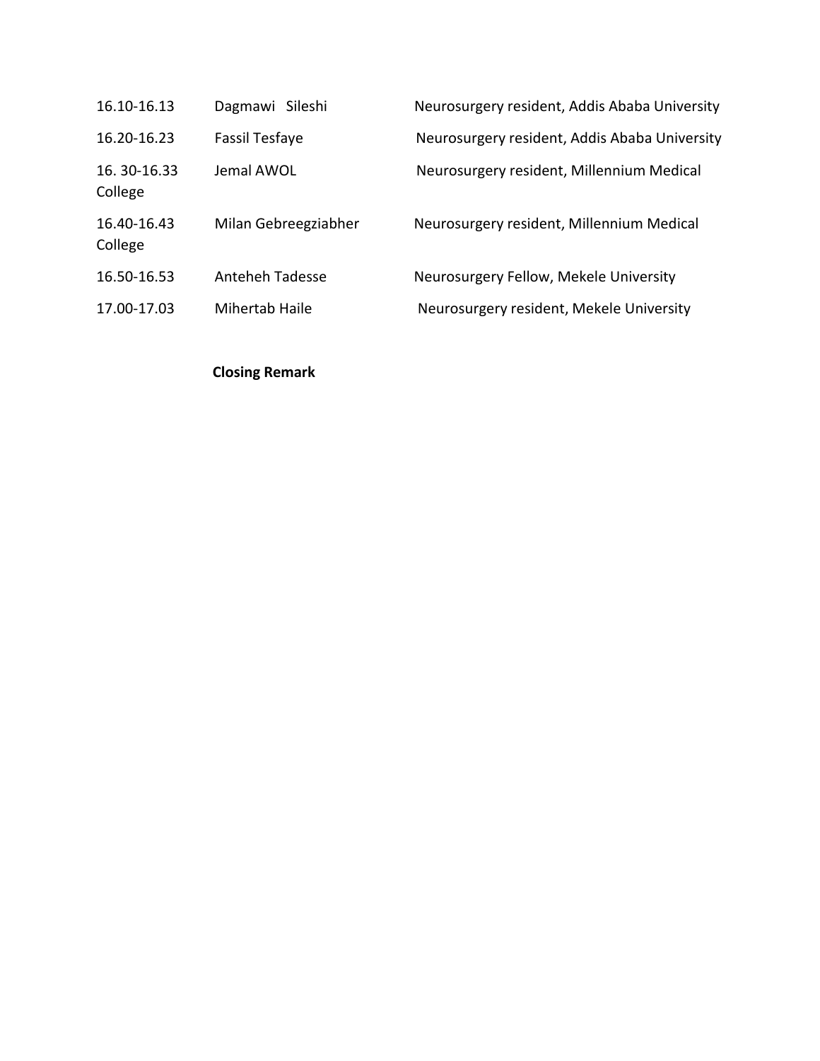| | | |
|---|---|---|
| 16.10-16.13 | Dagmawi Sileshi | Neurosurgery resident, Addis Ababa University |
| 16.20-16.23 | Fassil Tesfaye | Neurosurgery resident, Addis Ababa University |
| 16. 30-16.33 | Jemal AWOL | Neurosurgery resident, Millennium Medical College |
| 16.40-16.43 | Milan Gebreegziabher | Neurosurgery resident, Millennium Medical College |
| 16.50-16.53 | Anteheh Tadesse | Neurosurgery Fellow, Mekele University |
| 17.00-17.03 | Mihertab Haile | Neurosurgery resident, Mekele University |

**Closing Remark**